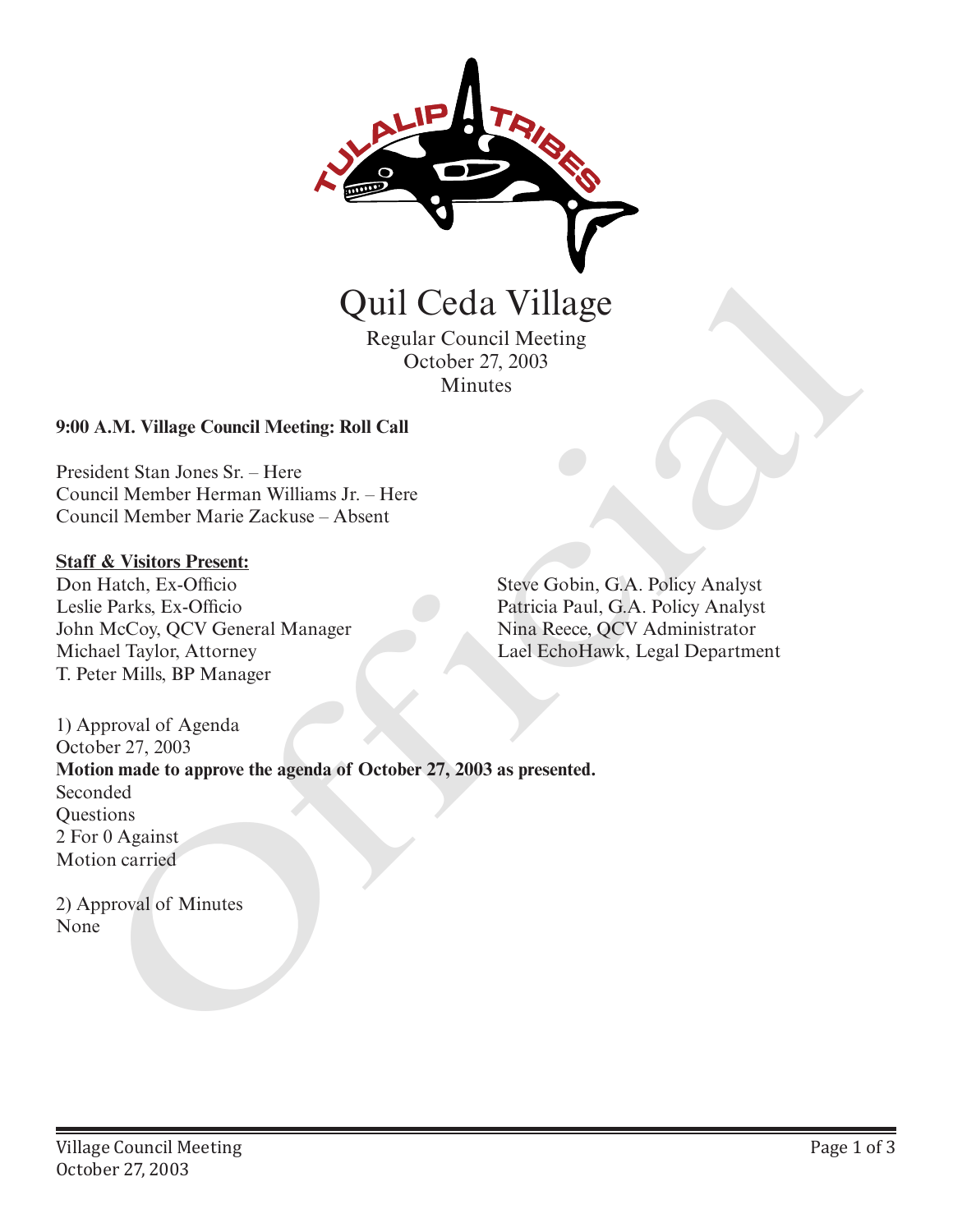# Quil Ceda Village

Regular Council Meeting
October 27, 2003
Minutes

**9:00 A.M. Village Council Meeting: Roll Call**

President Stan Jones Sr. – Here
Council Member Herman Williams Jr. – Here
Council Member Marie Zackuse – Absent

**Staff & Visitors Present:**

Don Hatch, Ex-Officio
Leslie Parks, Ex-Officio
John McCoy, QCV General Manager
Michael Taylor, Attorney
T. Peter Mills, BP Manager
Steve Gobin, G.A. Policy Analyst
Patricia Paul, G.A. Policy Analyst
Nina Reece, QCV Administrator
Lael EchoHawk, Legal Department

1) Approval of Agenda
October 27, 2003
**Motion made to approve the agenda of October 27, 2003 as presented.**
Seconded
Questions
2 For 0 Against
Motion carried

2) Approval of Minutes
None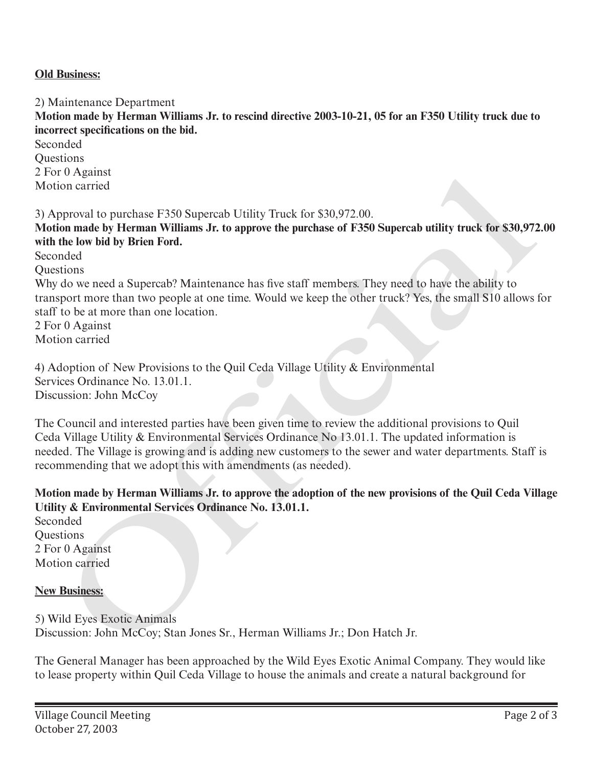**Old Business:**

2) Maintenance Department

**Motion made by Herman Williams Jr. to rescind directive 2003-10-21, 05 for an F350 Utility truck due to incorrect specifications on the bid.**

Seconded
Questions
2 For 0 Against
Motion carried

3) Approval to purchase F350 Supercab Utility Truck for $30,972.00.

**Motion made by Herman Williams Jr. to approve the purchase of F350 Supercab utility truck for $30,972.00 with the low bid by Brien Ford.**

Seconded
Questions
Why do we need a Supercab? Maintenance has five staff members. They need to have the ability to transport more than two people at one time. Would we keep the other truck? Yes, the small S10 allows for staff to be at more than one location.
2 For 0 Against
Motion carried

4) Adoption of New Provisions to the Quil Ceda Village Utility & Environmental Services Ordinance No. 13.01.1.
Discussion: John McCoy

The Council and interested parties have been given time to review the additional provisions to Quil Ceda Village Utility & Environmental Services Ordinance No 13.01.1. The updated information is needed. The Village is growing and is adding new customers to the sewer and water departments. Staff is recommending that we adopt this with amendments (as needed).

**Motion made by Herman Williams Jr. to approve the adoption of the new provisions of the Quil Ceda Village Utility & Environmental Services Ordinance No. 13.01.1.**

Seconded
Questions
2 For 0 Against
Motion carried

**New Business:**

5) Wild Eyes Exotic Animals
Discussion: John McCoy; Stan Jones Sr., Herman Williams Jr.; Don Hatch Jr.

The General Manager has been approached by the Wild Eyes Exotic Animal Company. They would like to lease property within Quil Ceda Village to house the animals and create a natural background for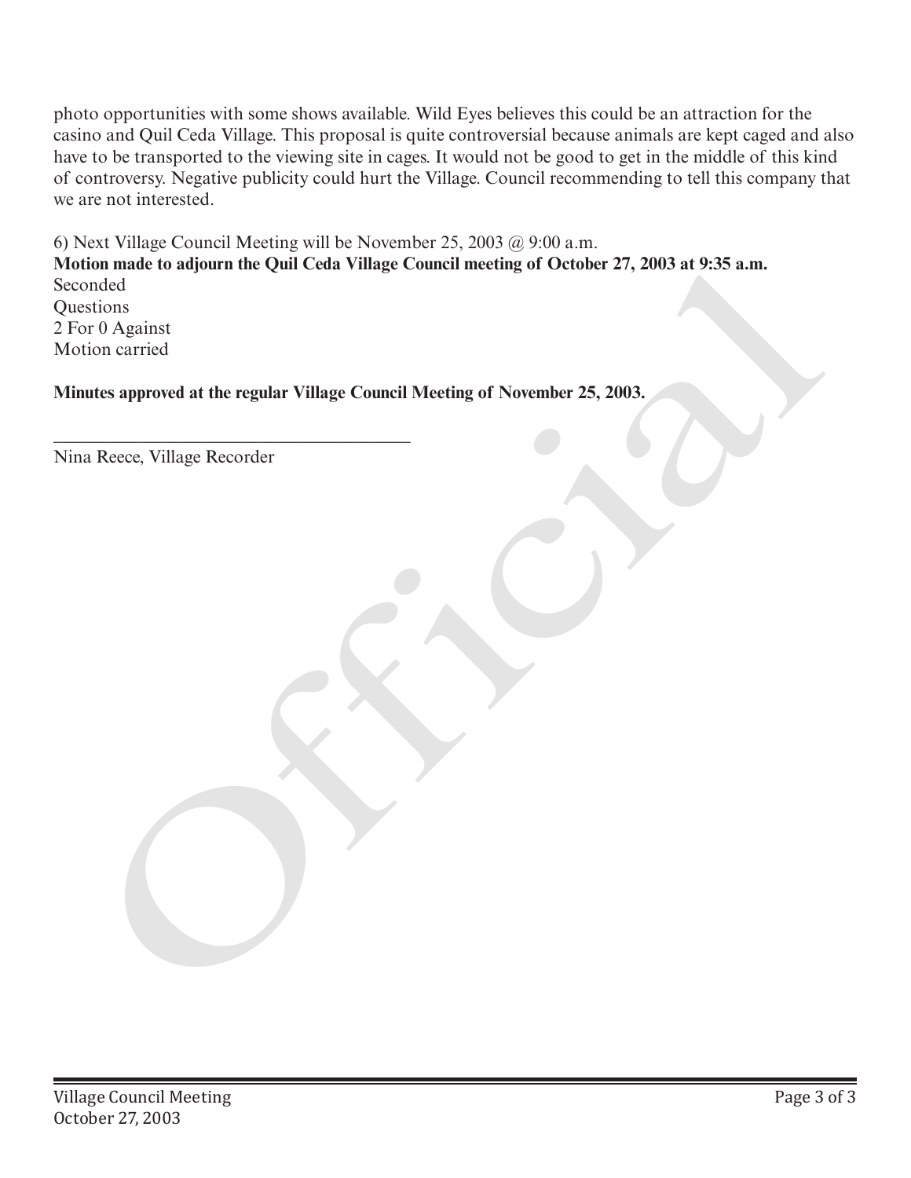photo opportunities with some shows available. Wild Eyes believes this could be an attraction for the casino and Quil Ceda Village. This proposal is quite controversial because animals are kept caged and also have to be transported to the viewing site in cages. It would not be good to get in the middle of this kind of controversy. Negative publicity could hurt the Village. Council recommending to tell this company that we are not interested.

6) Next Village Council Meeting will be November 25, 2003 @ 9:00 a.m.

**Motion made to adjourn the Quil Ceda Village Council meeting of October 27, 2003 at 9:35 a.m.**
Seconded
Questions
2 For 0 Against
Motion carried

**Minutes approved at the regular Village Council Meeting of November 25, 2003.**

\_\_\_\_\_\_\_\_\_\_\_\_\_\_\_\_\_\_\_\_\_\_\_\_\_\_\_\_\_\_\_\_\_\_\_\_\_\_\_\_

Nina Reece, Village Recorder